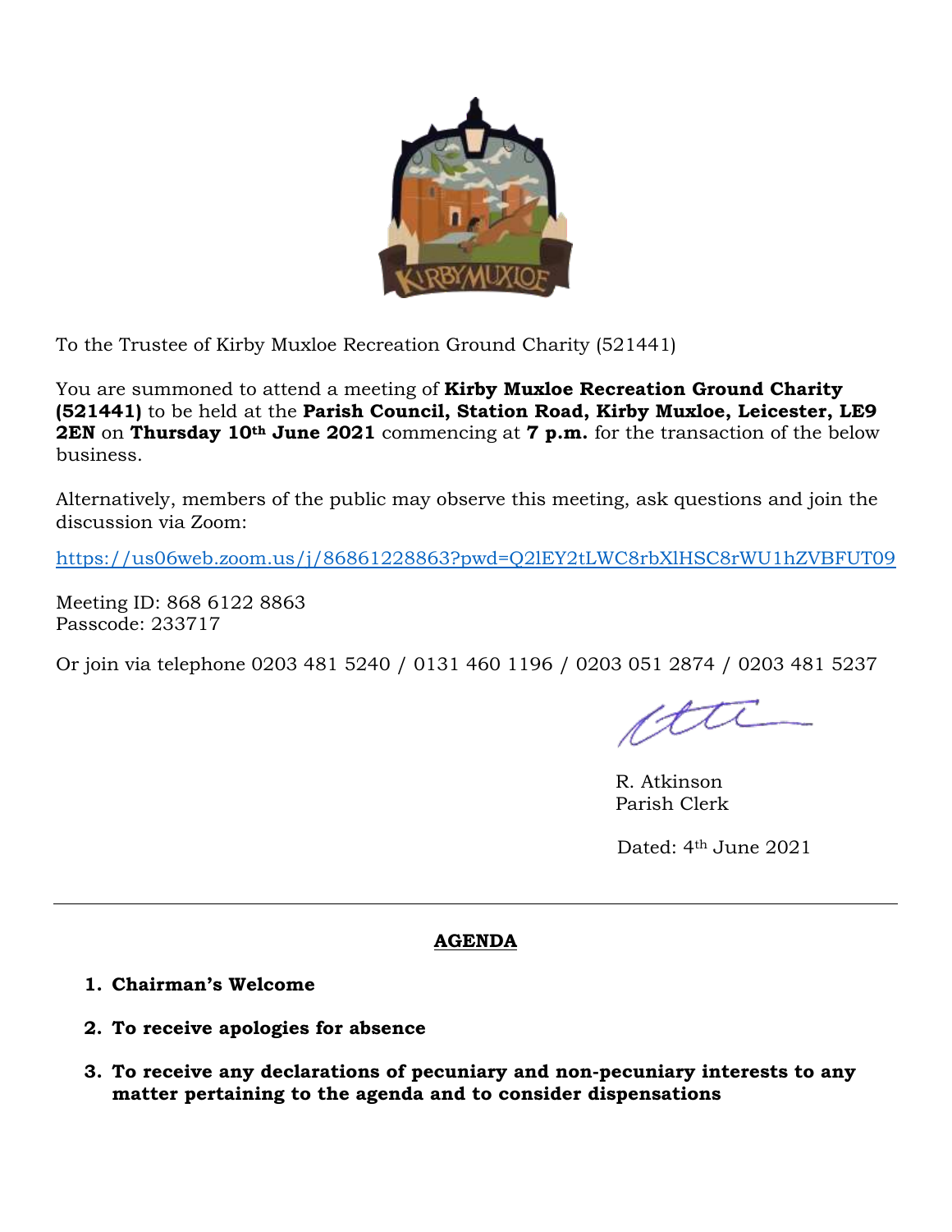To the Trustee of Kirby Muxloe Recreation Ground Charity (521441)

You are summoned to attend a meeting of **Kirby Muxloe Recreation Ground Charity (521441)** to be held at the **Parish Council, Station Road, Kirby Muxloe, Leicester, LE9 2EN** on **Thursday 10th June 2021** commencing at **7 p.m.** for the transaction of the below business.

Alternatively, members of the public may observe this meeting, ask questions and join the discussion via Zoom:

https://us06web.zoom.us/j/86861228863?pwd=Q2lEY2tLWC8rbXlHSC8rWU1hZVBFUT09

Meeting ID: 868 6122 8863
Passcode: 233717

Or join via telephone 0203 481 5240 / 0131 460 1196 / 0203 051 2874 / 0203 481 5237

R. Atkinson
Parish Clerk

Dated: 4th June 2021

---

## AGENDA

1. **Chairman's Welcome**
2. **To receive apologies for absence**
3. **To receive any declarations of pecuniary and non-pecuniary interests to any matter pertaining to the agenda and to consider dispensations**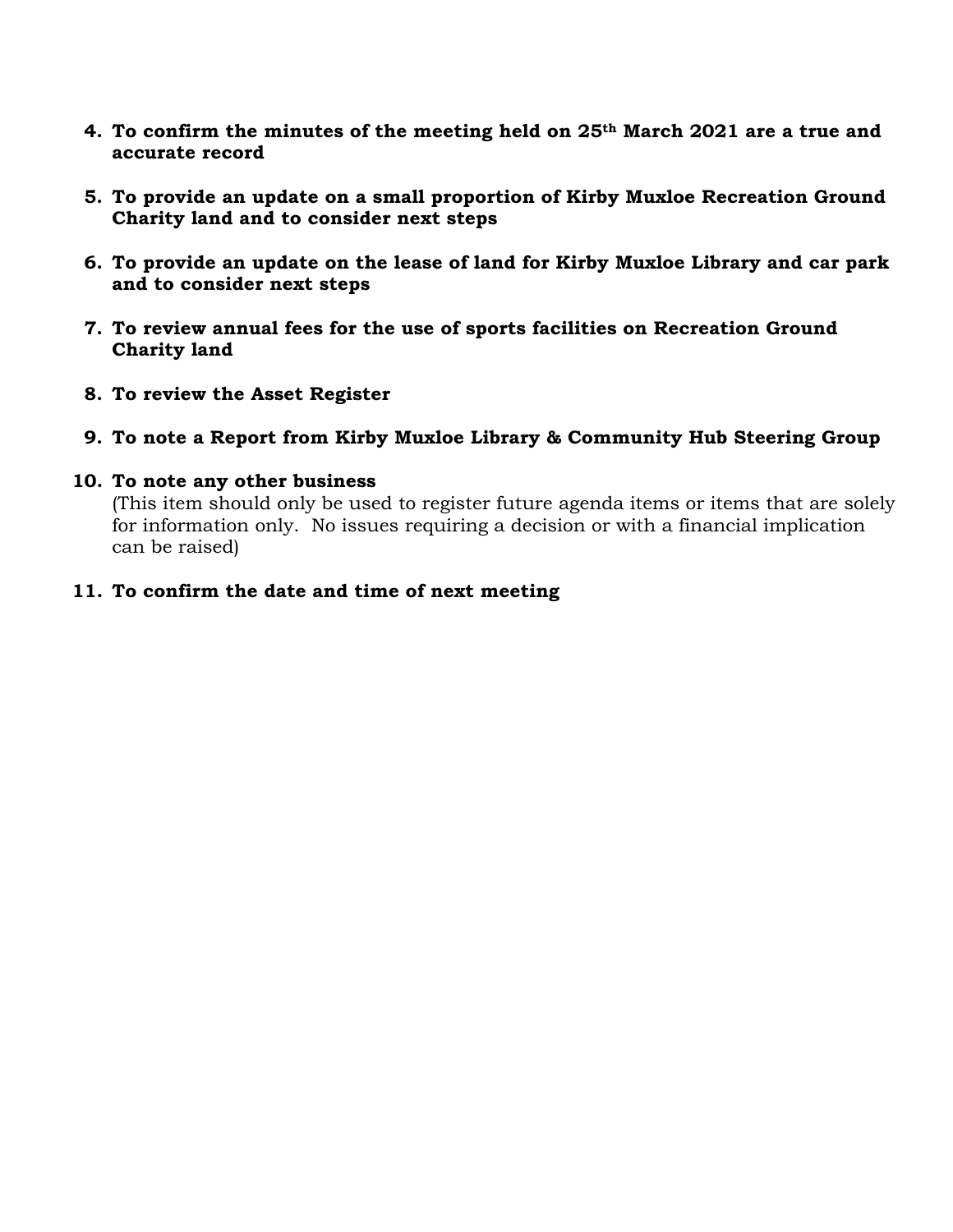4. **To confirm the minutes of the meeting held on 25th March 2021 are a true and accurate record**

5. **To provide an update on a small proportion of Kirby Muxloe Recreation Ground Charity land and to consider next steps**

6. **To provide an update on the lease of land for Kirby Muxloe Library and car park and to consider next steps**

7. **To review annual fees for the use of sports facilities on Recreation Ground Charity land**

8. **To review the Asset Register**

9. **To note a Report from Kirby Muxloe Library & Community Hub Steering Group**

10. **To note any other business**
    (This item should only be used to register future agenda items or items that are solely for information only. No issues requiring a decision or with a financial implication can be raised)

11. **To confirm the date and time of next meeting**